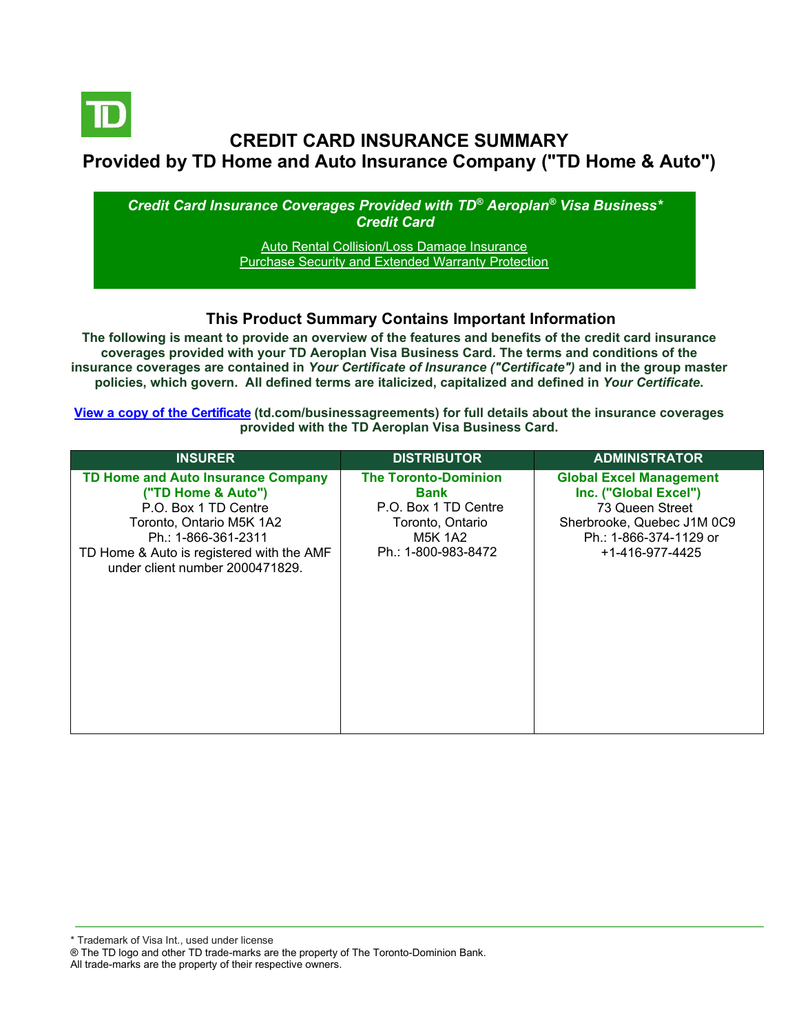# CREDIT CARD INSURANCE SUMMARY
## Provided by TD Home and Auto Insurance Company ("TD Home & Auto")

***Credit Card Insurance Coverages Provided with TD® Aeroplan® Visa Business\* Credit Card***

[Auto Rental Collision/Loss Damage Insurance](#)
[Purchase Security and Extended Warranty Protection](#)

### This Product Summary Contains Important Information

**The following is meant to provide an overview of the features and benefits of the credit card insurance coverages provided with your TD Aeroplan Visa Business Card. The terms and conditions of the insurance coverages are contained in *Your Certificate of Insurance ("Certificate")* and in the group master policies, which govern. All defined terms are italicized, capitalized and defined in *Your Certificate*.**

**[View a copy of the Certificate](#) (td.com/businessagreements) for full details about the insurance coverages provided with the TD Aeroplan Visa Business Card.**

| INSURER | DISTRIBUTOR | ADMINISTRATOR |
|---|---|---|
| **TD Home and Auto Insurance Company ("TD Home & Auto")**<br>P.O. Box 1 TD Centre<br>Toronto, Ontario M5K 1A2<br>Ph.: 1-866-361-2311<br>TD Home & Auto is registered with the AMF under client number 2000471829. | **The Toronto-Dominion Bank**<br>P.O. Box 1 TD Centre<br>Toronto, Ontario<br>M5K 1A2<br>Ph.: 1-800-983-8472 | **Global Excel Management Inc. ("Global Excel")**<br>73 Queen Street<br>Sherbrooke, Quebec J1M 0C9<br>Ph.: 1-866-374-1129 or<br>+1-416-977-4425 |

\* Trademark of Visa Int., used under license
® The TD logo and other TD trade-marks are the property of The Toronto-Dominion Bank.
All trade-marks are the property of their respective owners.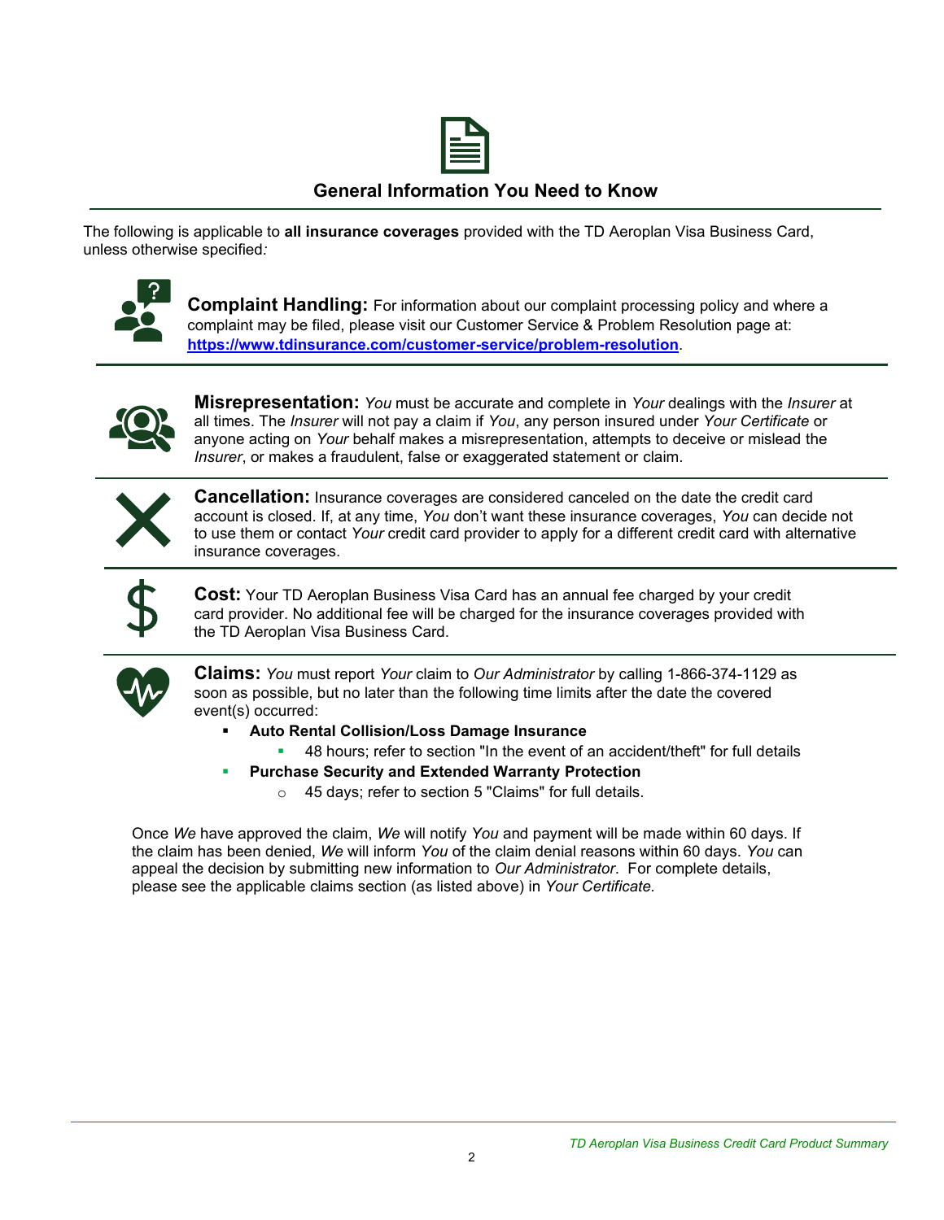## General Information You Need to Know

The following is applicable to **all insurance coverages** provided with the TD Aeroplan Visa Business Card, unless otherwise specified*:*

**Complaint Handling:** For information about our complaint processing policy and where a complaint may be filed, please visit our Customer Service & Problem Resolution page at: **https://www.tdinsurance.com/customer-service/problem-resolution**.

**Misrepresentation:** *You* must be accurate and complete in *Your* dealings with the *Insurer* at all times. The *Insurer* will not pay a claim if *You*, any person insured under *Your Certificate* or anyone acting on *Your* behalf makes a misrepresentation, attempts to deceive or mislead the *Insurer*, or makes a fraudulent, false or exaggerated statement or claim.

**Cancellation:** Insurance coverages are considered canceled on the date the credit card account is closed. If, at any time, *You* don't want these insurance coverages, *You* can decide not to use them or contact *Your* credit card provider to apply for a different credit card with alternative insurance coverages.

**Cost:** Your TD Aeroplan Business Visa Card has an annual fee charged by your credit card provider. No additional fee will be charged for the insurance coverages provided with the TD Aeroplan Visa Business Card.

**Claims:** *You* must report *Your* claim to *Our Administrator* by calling 1-866-374-1129 as soon as possible, but no later than the following time limits after the date the covered event(s) occurred:

- **Auto Rental Collision/Loss Damage Insurance**
  - 48 hours; refer to section "In the event of an accident/theft" for full details
- **Purchase Security and Extended Warranty Protection**
  - 45 days; refer to section 5 "Claims" for full details.

Once *We* have approved the claim, *We* will notify *You* and payment will be made within 60 days. If the claim has been denied, *We* will inform *You* of the claim denial reasons within 60 days. *You* can appeal the decision by submitting new information to *Our Administrator*. For complete details, please see the applicable claims section (as listed above) in *Your Certificate.*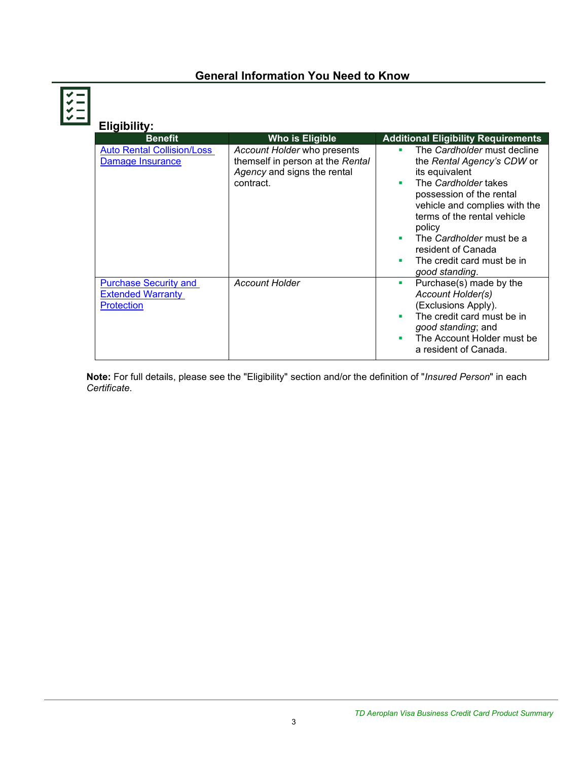## General Information You Need to Know

### Eligibility:

| Benefit | Who is Eligible | Additional Eligibility Requirements |
|---|---|---|
| Auto Rental Collision/Loss Damage Insurance | *Account Holder* who presents themself in person at the *Rental Agency* and signs the rental contract. | <ul><li>The *Cardholder* must decline the *Rental Agency's CDW* or its equivalent</li><li>The *Cardholder* takes possession of the rental vehicle and complies with the terms of the rental vehicle policy</li><li>The *Cardholder* must be a resident of Canada</li><li>The credit card must be in *good standing*.</li></ul> |
| Purchase Security and Extended Warranty Protection | *Account Holder* | <ul><li>Purchase(s) made by the *Account Holder(s)* (Exclusions Apply).</li><li>The credit card must be in *good standing*; and</li><li>The Account Holder must be a resident of Canada.</li></ul> |

**Note:** For full details, please see the "Eligibility" section and/or the definition of "*Insured Person*" in each *Certificate*.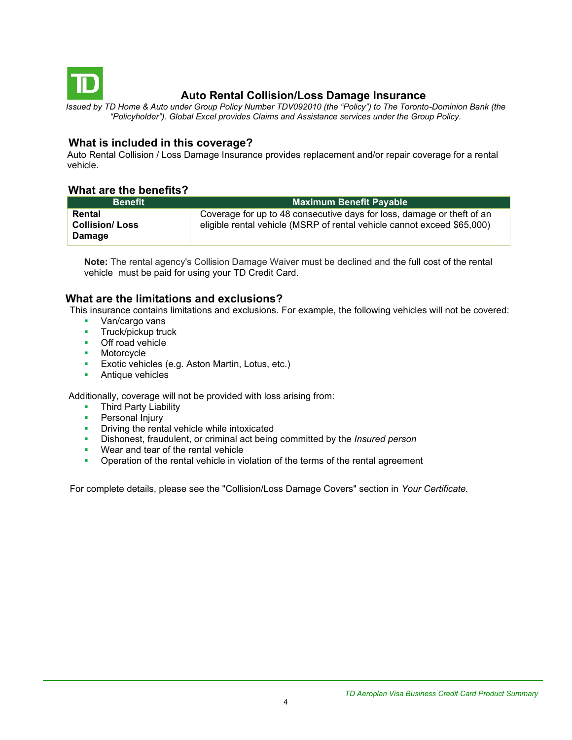# Auto Rental Collision/Loss Damage Insurance

*Issued by TD Home & Auto under Group Policy Number TDV092010 (the "Policy") to The Toronto-Dominion Bank (the "Policyholder"). Global Excel provides Claims and Assistance services under the Group Policy.*

## What is included in this coverage?

Auto Rental Collision / Loss Damage Insurance provides replacement and/or repair coverage for a rental vehicle.

## What are the benefits?

| Benefit | Maximum Benefit Payable |
|---|---|
| **Rental Collision/ Loss Damage** | Coverage for up to 48 consecutive days for loss, damage or theft of an eligible rental vehicle (MSRP of rental vehicle cannot exceed $65,000) |

**Note:** The rental agency's Collision Damage Waiver must be declined and the full cost of the rental vehicle must be paid for using your TD Credit Card.

## What are the limitations and exclusions?

This insurance contains limitations and exclusions. For example, the following vehicles will not be covered:

- Van/cargo vans
- Truck/pickup truck
- Off road vehicle
- Motorcycle
- Exotic vehicles (e.g. Aston Martin, Lotus, etc.)
- Antique vehicles

Additionally, coverage will not be provided with loss arising from:

- Third Party Liability
- Personal Injury
- Driving the rental vehicle while intoxicated
- Dishonest, fraudulent, or criminal act being committed by the *Insured person*
- Wear and tear of the rental vehicle
- Operation of the rental vehicle in violation of the terms of the rental agreement

For complete details, please see the "Collision/Loss Damage Covers" section in *Your Certificate*.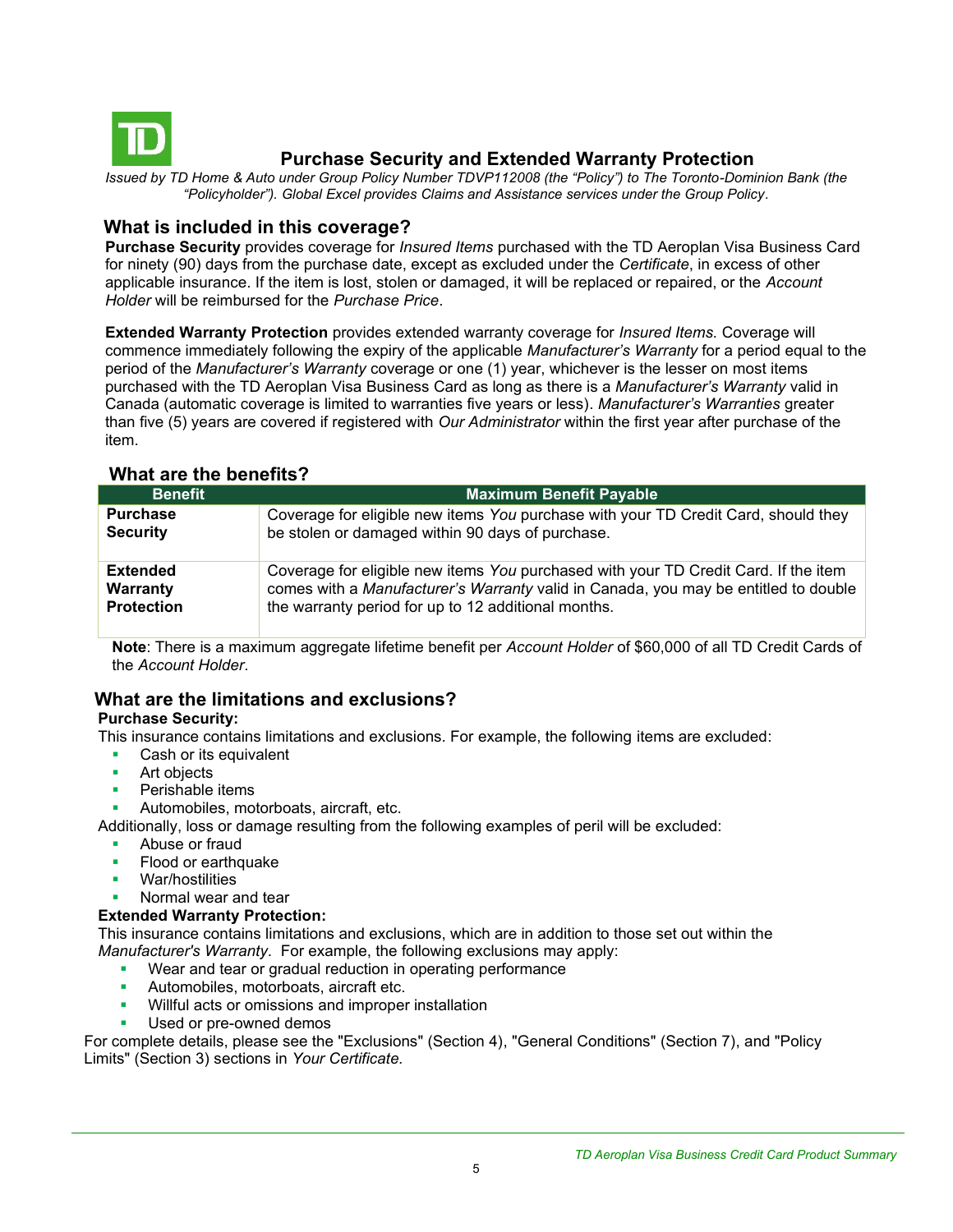# Purchase Security and Extended Warranty Protection

*Issued by TD Home & Auto under Group Policy Number TDVP112008 (the "Policy") to The Toronto-Dominion Bank (the "Policyholder"). Global Excel provides Claims and Assistance services under the Group Policy.*

## What is included in this coverage?

**Purchase Security** provides coverage for *Insured Items* purchased with the TD Aeroplan Visa Business Card for ninety (90) days from the purchase date, except as excluded under the *Certificate*, in excess of other applicable insurance. If the item is lost, stolen or damaged, it will be replaced or repaired, or the *Account Holder* will be reimbursed for the *Purchase Price*.

**Extended Warranty Protection** provides extended warranty coverage for *Insured Items.* Coverage will commence immediately following the expiry of the applicable *Manufacturer's Warranty* for a period equal to the period of the *Manufacturer's Warranty* coverage or one (1) year, whichever is the lesser on most items purchased with the TD Aeroplan Visa Business Card as long as there is a *Manufacturer's Warranty* valid in Canada (automatic coverage is limited to warranties five years or less). *Manufacturer's Warranties* greater than five (5) years are covered if registered with *Our Administrator* within the first year after purchase of the item.

## What are the benefits?

| Benefit | Maximum Benefit Payable |
|---|---|
| **Purchase Security** | Coverage for eligible new items *You* purchase with your TD Credit Card, should they be stolen or damaged within 90 days of purchase. |
| **Extended Warranty Protection** | Coverage for eligible new items *You* purchased with your TD Credit Card. If the item comes with a *Manufacturer's Warranty* valid in Canada, you may be entitled to double the warranty period for up to 12 additional months. |

**Note**: There is a maximum aggregate lifetime benefit per *Account Holder* of $60,000 of all TD Credit Cards of the *Account Holder*.

## What are the limitations and exclusions?

**Purchase Security:**

This insurance contains limitations and exclusions. For example, the following items are excluded:

- Cash or its equivalent
- Art objects
- Perishable items
- Automobiles, motorboats, aircraft, etc.

Additionally, loss or damage resulting from the following examples of peril will be excluded:

- Abuse or fraud
- Flood or earthquake
- War/hostilities
- Normal wear and tear

**Extended Warranty Protection:**

This insurance contains limitations and exclusions, which are in addition to those set out within the *Manufacturer's Warranty*. For example, the following exclusions may apply:

- Wear and tear or gradual reduction in operating performance
- Automobiles, motorboats, aircraft etc.
- Willful acts or omissions and improper installation
- Used or pre-owned demos

For complete details, please see the "Exclusions" (Section 4), "General Conditions" (Section 7), and "Policy Limits" (Section 3) sections in *Your Certificate.*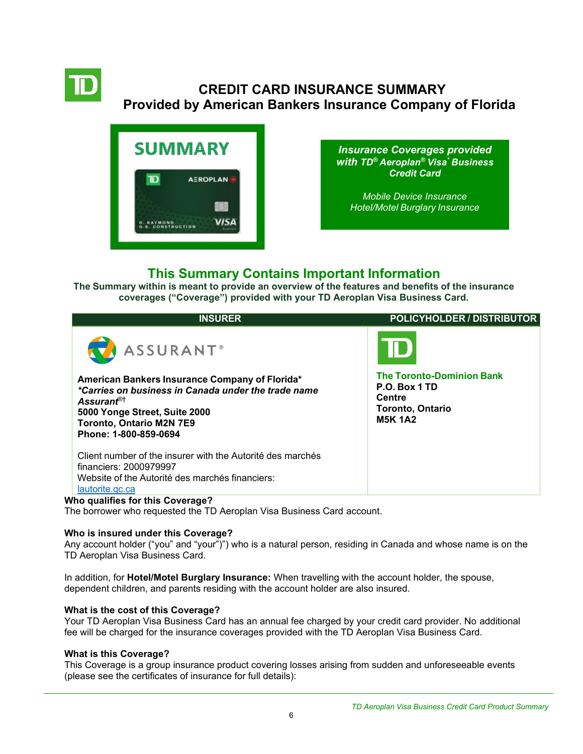# CREDIT CARD INSURANCE SUMMARY
## Provided by American Bankers Insurance Company of Florida

**SUMMARY**

***Insurance Coverages provided with TD® Aeroplan® Visa* Business Credit Card***

*Mobile Device Insurance*
*Hotel/Motel Burglary Insurance*

## This Summary Contains Important Information

**The Summary within is meant to provide an overview of the features and benefits of the insurance coverages (“Coverage”) provided with your TD Aeroplan Visa Business Card.**

| INSURER | POLICYHOLDER / DISTRIBUTOR |
|---|---|
| ASSURANT® <br> **American Bankers Insurance Company of Florida*** <br> ***\*Carries on business in Canada under the trade name Assurant®†*** <br> **5000 Yonge Street, Suite 2000** <br> **Toronto, Ontario M2N 7E9** <br> **Phone: 1-800-859-0694** <br><br> Client number of the insurer with the Autorité des marchés financiers: 2000979997 <br> Website of the Autorité des marchés financiers: lautorite.qc.ca | **The Toronto-Dominion Bank** <br> **P.O. Box 1 TD Centre** <br> **Toronto, Ontario** <br> **M5K 1A2** |

**Who qualifies for this Coverage?**
The borrower who requested the TD Aeroplan Visa Business Card account.

**Who is insured under this Coverage?**
Any account holder (“you” and “your”)”) who is a natural person, residing in Canada and whose name is on the TD Aeroplan Visa Business Card.

In addition, for **Hotel/Motel Burglary Insurance:** When travelling with the account holder, the spouse, dependent children, and parents residing with the account holder are also insured.

**What is the cost of this Coverage?**
Your TD Aeroplan Visa Business Card has an annual fee charged by your credit card provider. No additional fee will be charged for the insurance coverages provided with the TD Aeroplan Visa Business Card.

**What is this Coverage?**
This Coverage is a group insurance product covering losses arising from sudden and unforeseeable events (please see the certificates of insurance for full details):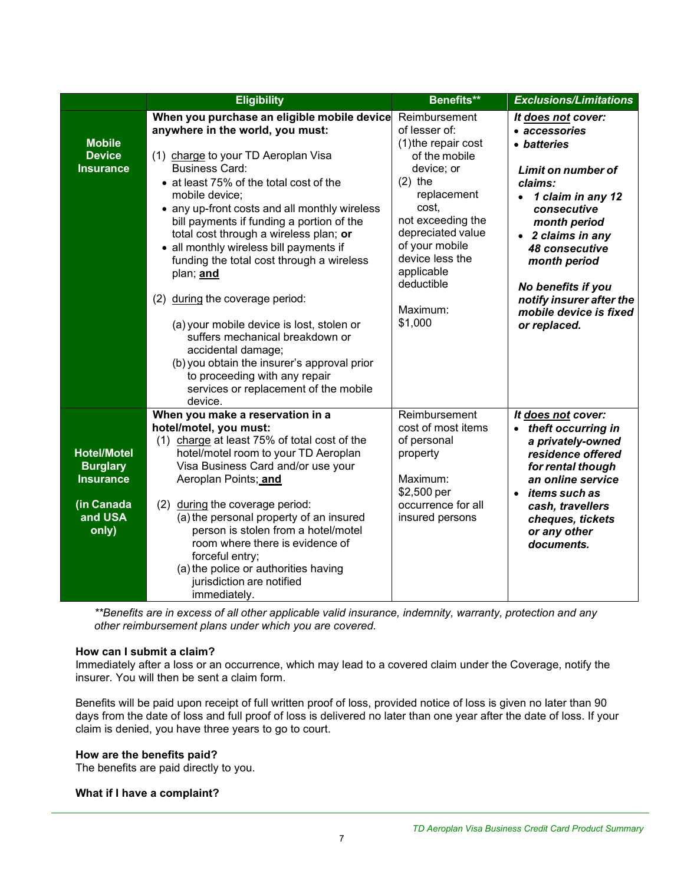| | Eligibility | Benefits** | *Exclusions/Limitations* |
|---|---|---|---|
| **Mobile Device Insurance** | **When you purchase an eligible mobile device anywhere in the world, you must:**<br><br>(1) <u>charge</u> to your TD Aeroplan Visa Business Card:<br>• at least 75% of the total cost of the mobile device;<br>• any up-front costs and all monthly wireless bill payments if funding a portion of the total cost through a wireless plan; **or**<br>• all monthly wireless bill payments if funding the total cost through a wireless plan; **<u>and</u>**<br><br>(2) <u>during</u> the coverage period:<br><br>(a) your mobile device is lost, stolen or suffers mechanical breakdown or accidental damage;<br>(b) you obtain the insurer's approval prior to proceeding with any repair services or replacement of the mobile device. | Reimbursement of lesser of:<br>(1) the repair cost of the mobile device; or<br>(2) the replacement cost,<br>not exceeding the depreciated value of your mobile device less the applicable deductible<br><br>Maximum: $1,000 | ***It <u>does not</u> cover:***<br>***• accessories***<br>***• batteries***<br><br>***Limit on number of claims:***<br>***• 1 claim in any 12 consecutive month period***<br>***• 2 claims in any 48 consecutive month period***<br><br>***No benefits if you notify insurer after the mobile device is fixed or replaced.*** |
| **Hotel/Motel Burglary Insurance**<br><br>**(in Canada and USA only)** | **When you make a reservation in a hotel/motel, you must:**<br>(1) <u>charge</u> at least 75% of total cost of the hotel/motel room to your TD Aeroplan Visa Business Card and/or use your Aeroplan Points; **<u>and</u>**<br><br>(2) <u>during</u> the coverage period:<br>(a) the personal property of an insured person is stolen from a hotel/motel room where there is evidence of forceful entry;<br>(a) the police or authorities having jurisdiction are notified immediately. | Reimbursement cost of most items of personal property<br><br>Maximum: $2,500 per occurrence for all insured persons | ***It <u>does not</u> cover:***<br>***• theft occurring in a privately-owned residence offered for rental though an online service***<br>***• items such as cash, travellers cheques, tickets or any other documents.*** |

*\*\*Benefits are in excess of all other applicable valid insurance, indemnity, warranty, protection and any other reimbursement plans under which you are covered.*

**How can I submit a claim?**

Immediately after a loss or an occurrence, which may lead to a covered claim under the Coverage, notify the insurer. You will then be sent a claim form.

Benefits will be paid upon receipt of full written proof of loss, provided notice of loss is given no later than 90 days from the date of loss and full proof of loss is delivered no later than one year after the date of loss. If your claim is denied, you have three years to go to court.

**How are the benefits paid?**

The benefits are paid directly to you.

**What if I have a complaint?**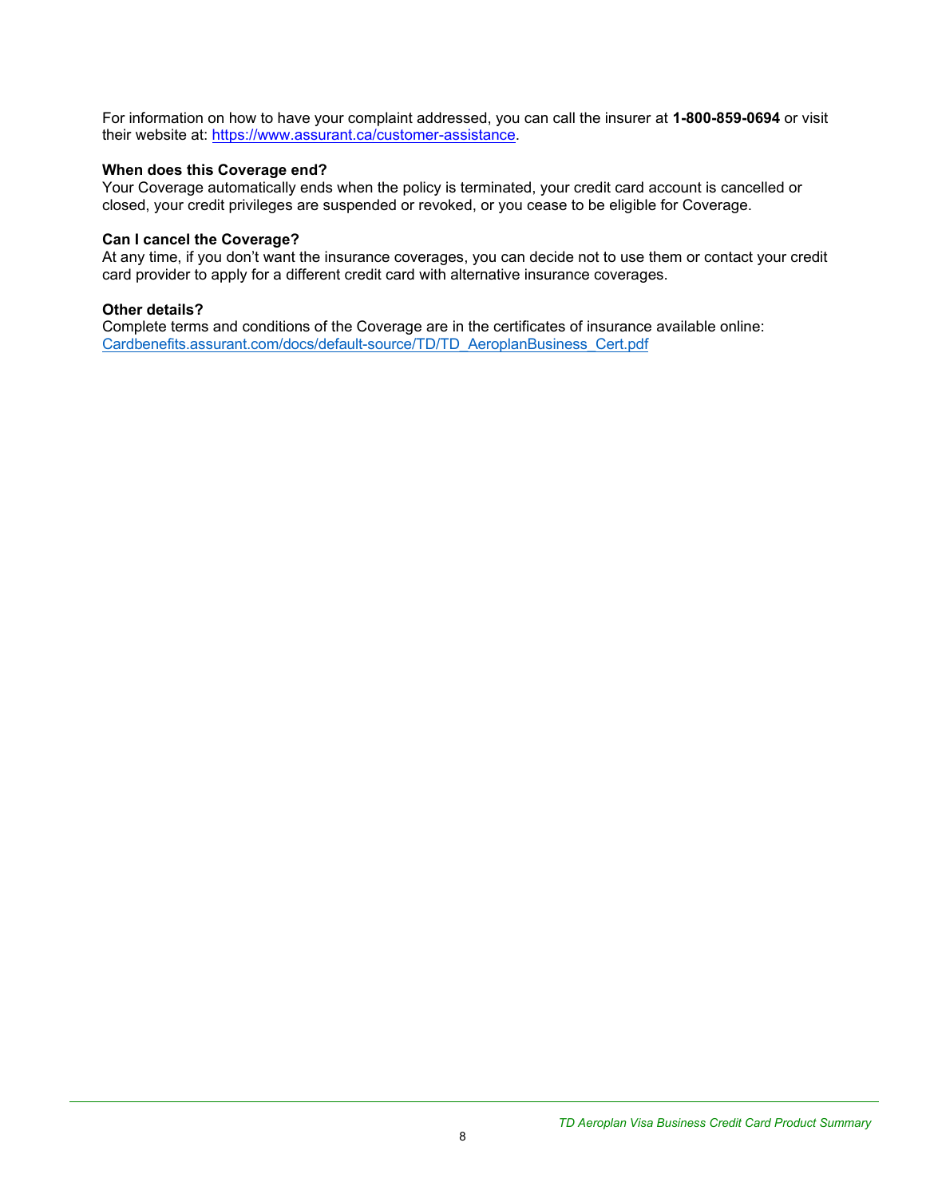For information on how to have your complaint addressed, you can call the insurer at **1-800-859-0694** or visit their website at: https://www.assurant.ca/customer-assistance.

**When does this Coverage end?**
Your Coverage automatically ends when the policy is terminated, your credit card account is cancelled or closed, your credit privileges are suspended or revoked, or you cease to be eligible for Coverage.

**Can I cancel the Coverage?**
At any time, if you don't want the insurance coverages, you can decide not to use them or contact your credit card provider to apply for a different credit card with alternative insurance coverages.

**Other details?**
Complete terms and conditions of the Coverage are in the certificates of insurance available online:
Cardbenefits.assurant.com/docs/default-source/TD/TD_AeroplanBusiness_Cert.pdf